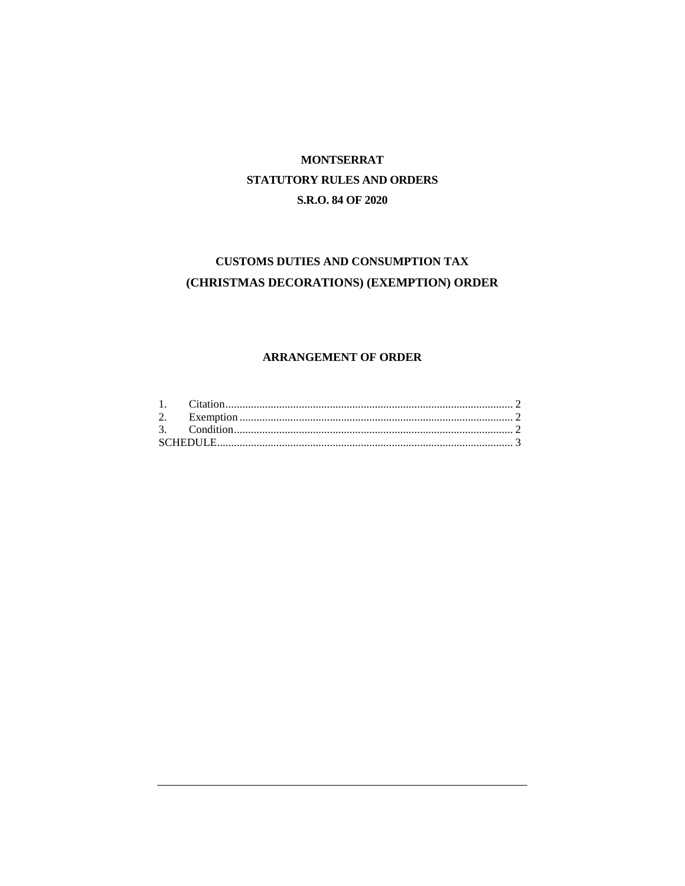# MONTSERRAT

## STATUTORY RULES AND ORDERS

## S.R.O. 84 OF 2020

# CUSTOMS DUTIES AND CONSUMPTION TAX (CHRISTMAS DECORATIONS) (EXEMPTION) ORDER

## ARRANGEMENT OF ORDER

1. Citation ........................................................................................ 2
2. Exemption ..................................................................................... 2
3. Condition ....................................................................................... 2

SCHEDULE .......................................................................................... 3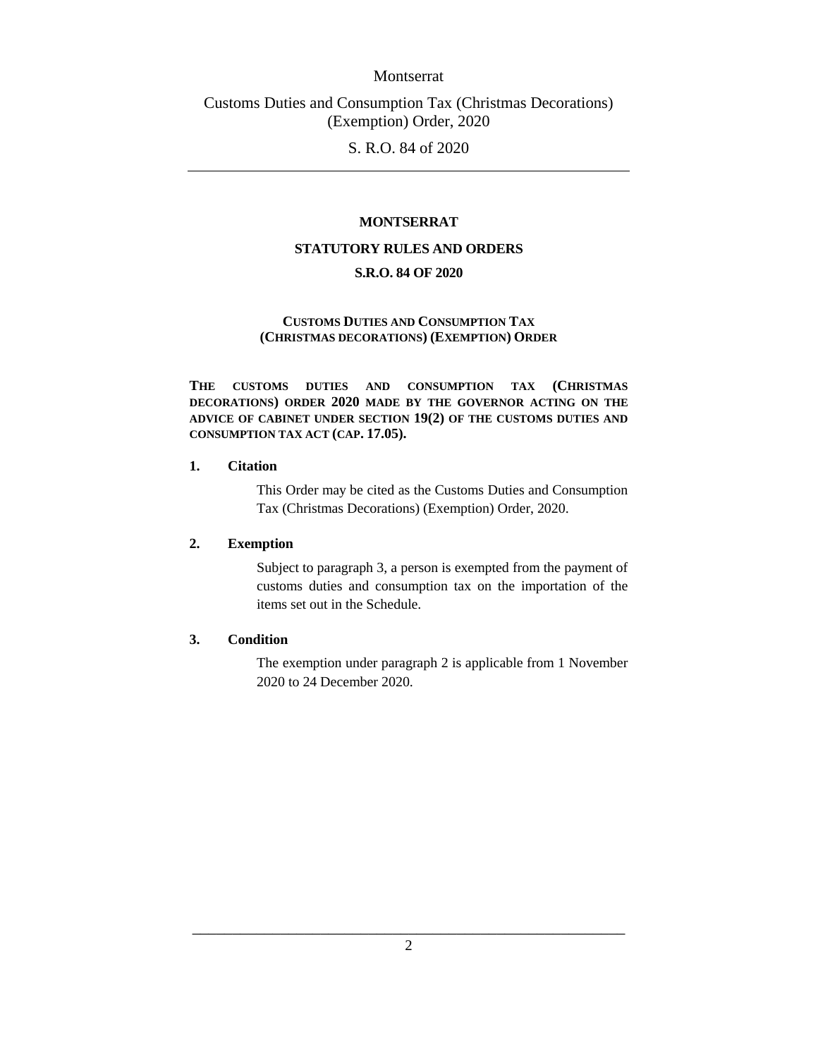**MONTSERRAT**

**STATUTORY RULES AND ORDERS**

**S.R.O. 84 OF 2020**

**CUSTOMS DUTIES AND CONSUMPTION TAX (CHRISTMAS DECORATIONS) (EXEMPTION) ORDER**

**THE CUSTOMS DUTIES AND CONSUMPTION TAX (CHRISTMAS DECORATIONS) ORDER 2020 MADE BY THE GOVERNOR ACTING ON THE ADVICE OF CABINET UNDER SECTION 19(2) OF THE CUSTOMS DUTIES AND CONSUMPTION TAX ACT (CAP. 17.05).**

**1. Citation**

This Order may be cited as the Customs Duties and Consumption Tax (Christmas Decorations) (Exemption) Order, 2020.

**2. Exemption**

Subject to paragraph 3, a person is exempted from the payment of customs duties and consumption tax on the importation of the items set out in the Schedule.

**3. Condition**

The exemption under paragraph 2 is applicable from 1 November 2020 to 24 December 2020.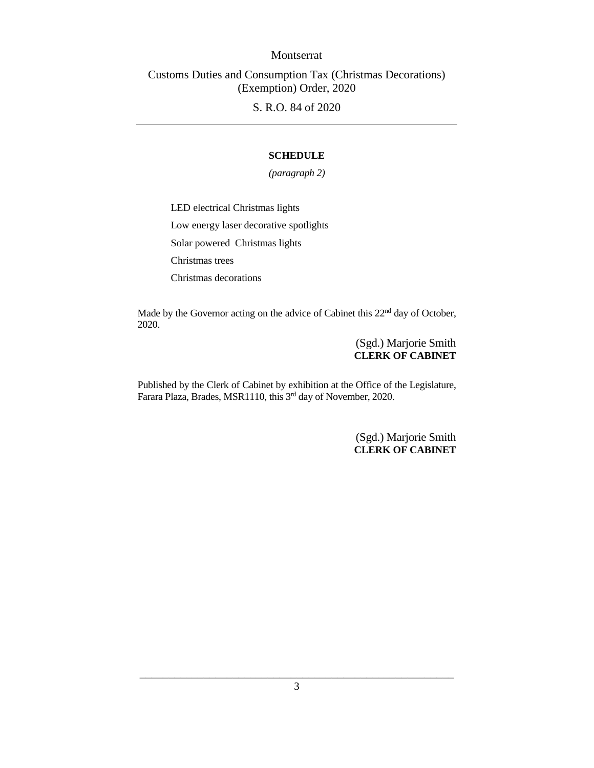## SCHEDULE

*(paragraph 2)*

LED electrical Christmas lights

Low energy laser decorative spotlights

Solar powered Christmas lights

Christmas trees

Christmas decorations

Made by the Governor acting on the advice of Cabinet this 22nd day of October, 2020.

(Sgd.) Marjorie Smith
**CLERK OF CABINET**

Published by the Clerk of Cabinet by exhibition at the Office of the Legislature, Farara Plaza, Brades, MSR1110, this 3rd day of November, 2020.

(Sgd.) Marjorie Smith
**CLERK OF CABINET**